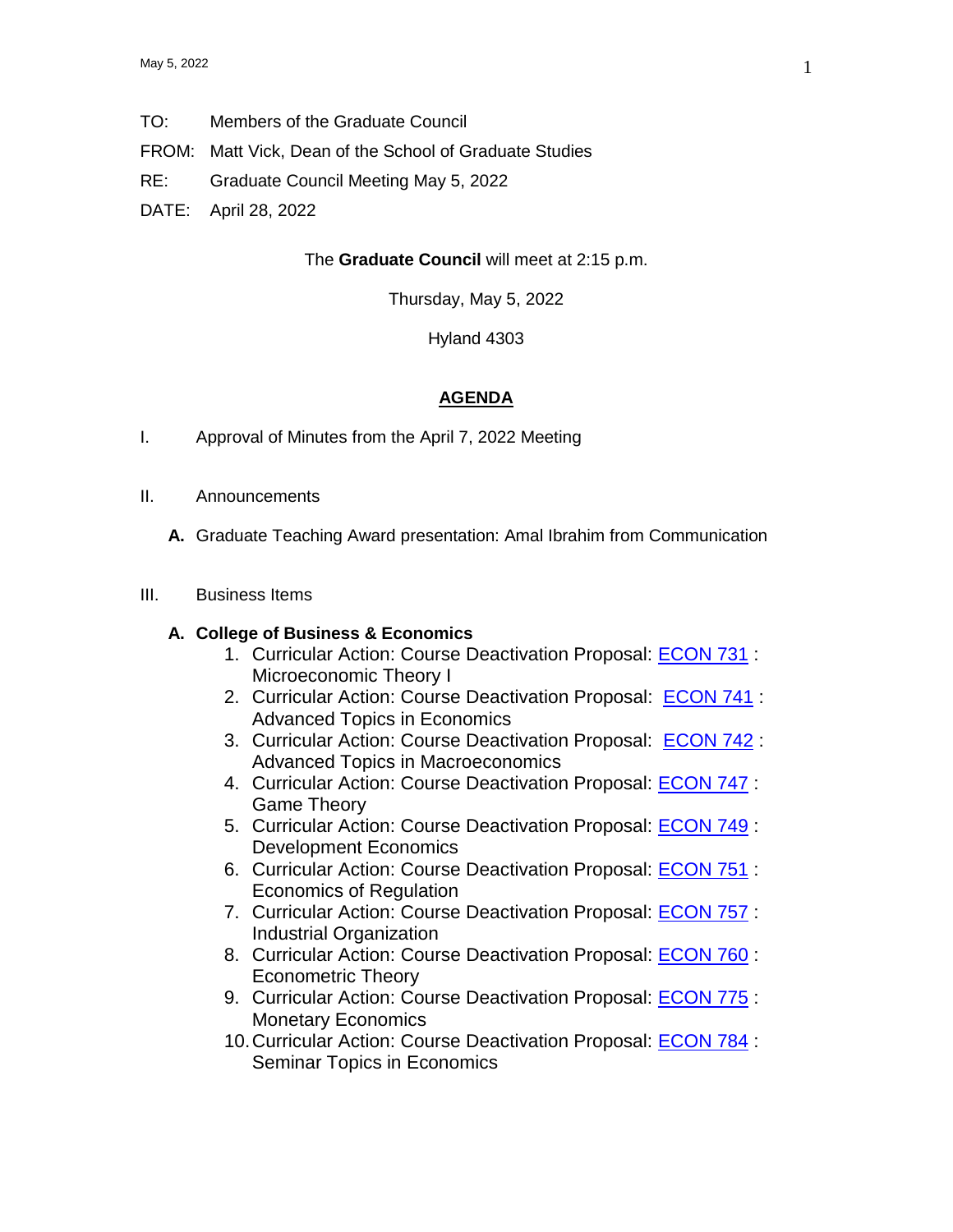TO: Members of the Graduate Council

FROM: Matt Vick, Dean of the School of Graduate Studies

RE: Graduate Council Meeting May 5, 2022

DATE: April 28, 2022

The **Graduate Council** will meet at 2:15 p.m.

Thursday, May 5, 2022

Hyland 4303

## AGENDA

I. Approval of Minutes from the April 7, 2022 Meeting

II. Announcements

**A.** Graduate Teaching Award presentation: Amal Ibrahim from Communication

III. Business Items

**A. College of Business & Economics**

1. Curricular Action: Course Deactivation Proposal: ECON 731 : Microeconomic Theory I
2. Curricular Action: Course Deactivation Proposal: ECON 741 : Advanced Topics in Economics
3. Curricular Action: Course Deactivation Proposal: ECON 742 : Advanced Topics in Macroeconomics
4. Curricular Action: Course Deactivation Proposal: ECON 747 : Game Theory
5. Curricular Action: Course Deactivation Proposal: ECON 749 : Development Economics
6. Curricular Action: Course Deactivation Proposal: ECON 751 : Economics of Regulation
7. Curricular Action: Course Deactivation Proposal: ECON 757 : Industrial Organization
8. Curricular Action: Course Deactivation Proposal: ECON 760 : Econometric Theory
9. Curricular Action: Course Deactivation Proposal: ECON 775 : Monetary Economics
10. Curricular Action: Course Deactivation Proposal: ECON 784 : Seminar Topics in Economics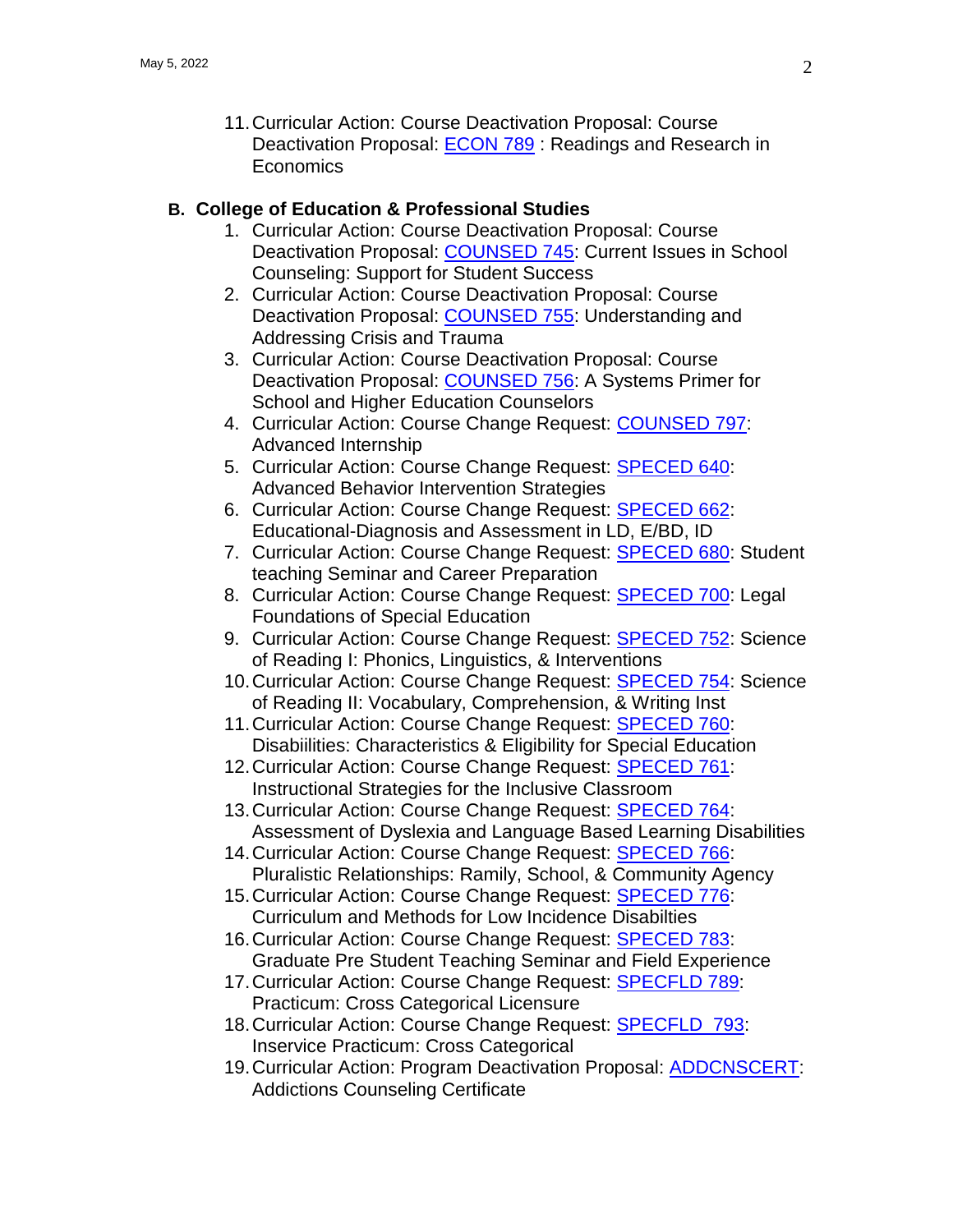11. Curricular Action: Course Deactivation Proposal: Course Deactivation Proposal: ECON 789 : Readings and Research in Economics

**B. College of Education & Professional Studies**

1. Curricular Action: Course Deactivation Proposal: Course Deactivation Proposal: COUNSED 745: Current Issues in School Counseling: Support for Student Success
2. Curricular Action: Course Deactivation Proposal: Course Deactivation Proposal: COUNSED 755: Understanding and Addressing Crisis and Trauma
3. Curricular Action: Course Deactivation Proposal: Course Deactivation Proposal: COUNSED 756: A Systems Primer for School and Higher Education Counselors
4. Curricular Action: Course Change Request: COUNSED 797: Advanced Internship
5. Curricular Action: Course Change Request: SPECED 640: Advanced Behavior Intervention Strategies
6. Curricular Action: Course Change Request: SPECED 662: Educational-Diagnosis and Assessment in LD, E/BD, ID
7. Curricular Action: Course Change Request: SPECED 680: Student teaching Seminar and Career Preparation
8. Curricular Action: Course Change Request: SPECED 700: Legal Foundations of Special Education
9. Curricular Action: Course Change Request: SPECED 752: Science of Reading I: Phonics, Linguistics, & Interventions
10. Curricular Action: Course Change Request: SPECED 754: Science of Reading II: Vocabulary, Comprehension, & Writing Inst
11. Curricular Action: Course Change Request: SPECED 760: Disabiilities: Characteristics & Eligibility for Special Education
12. Curricular Action: Course Change Request: SPECED 761: Instructional Strategies for the Inclusive Classroom
13. Curricular Action: Course Change Request: SPECED 764: Assessment of Dyslexia and Language Based Learning Disabilities
14. Curricular Action: Course Change Request: SPECED 766: Pluralistic Relationships: Ramily, School, & Community Agency
15. Curricular Action: Course Change Request: SPECED 776: Curriculum and Methods for Low Incidence Disabilties
16. Curricular Action: Course Change Request: SPECED 783: Graduate Pre Student Teaching Seminar and Field Experience
17. Curricular Action: Course Change Request: SPECFLD 789: Practicum: Cross Categorical Licensure
18. Curricular Action: Course Change Request: SPECFLD 793: Inservice Practicum: Cross Categorical
19. Curricular Action: Program Deactivation Proposal: ADDCNSCERT: Addictions Counseling Certificate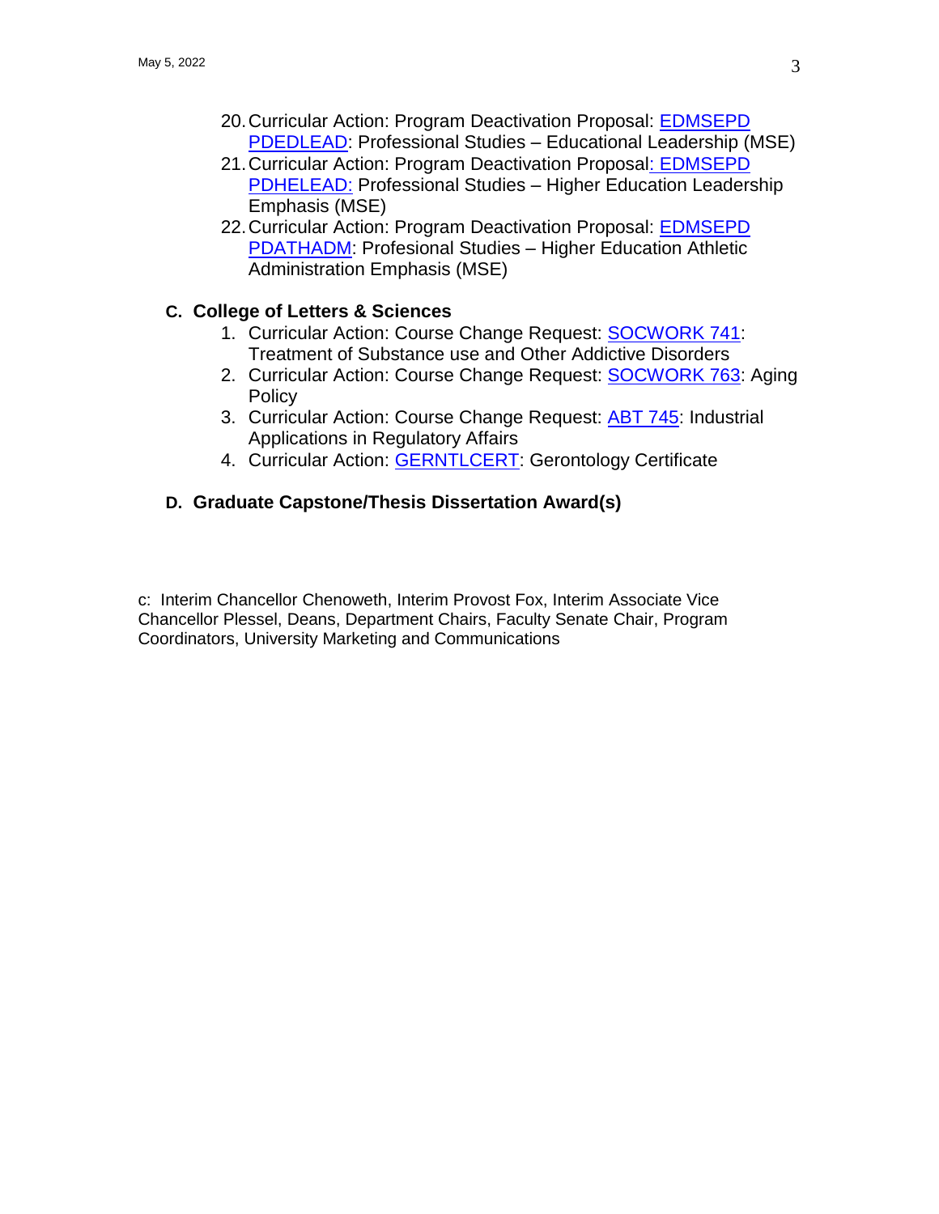20. Curricular Action: Program Deactivation Proposal: EDMSEPD PDEDLEAD: Professional Studies – Educational Leadership (MSE)
21. Curricular Action: Program Deactivation Proposal: EDMSEPD PDHELEAD: Professional Studies – Higher Education Leadership Emphasis (MSE)
22. Curricular Action: Program Deactivation Proposal: EDMSEPD PDATHADM: Profesional Studies – Higher Education Athletic Administration Emphasis (MSE)

**C. College of Letters & Sciences**

1. Curricular Action: Course Change Request: SOCWORK 741: Treatment of Substance use and Other Addictive Disorders
2. Curricular Action: Course Change Request: SOCWORK 763: Aging Policy
3. Curricular Action: Course Change Request: ABT 745: Industrial Applications in Regulatory Affairs
4. Curricular Action: GERNTLCERT: Gerontology Certificate

**D. Graduate Capstone/Thesis Dissertation Award(s)**

c: Interim Chancellor Chenoweth, Interim Provost Fox, Interim Associate Vice Chancellor Plessel, Deans, Department Chairs, Faculty Senate Chair, Program Coordinators, University Marketing and Communications